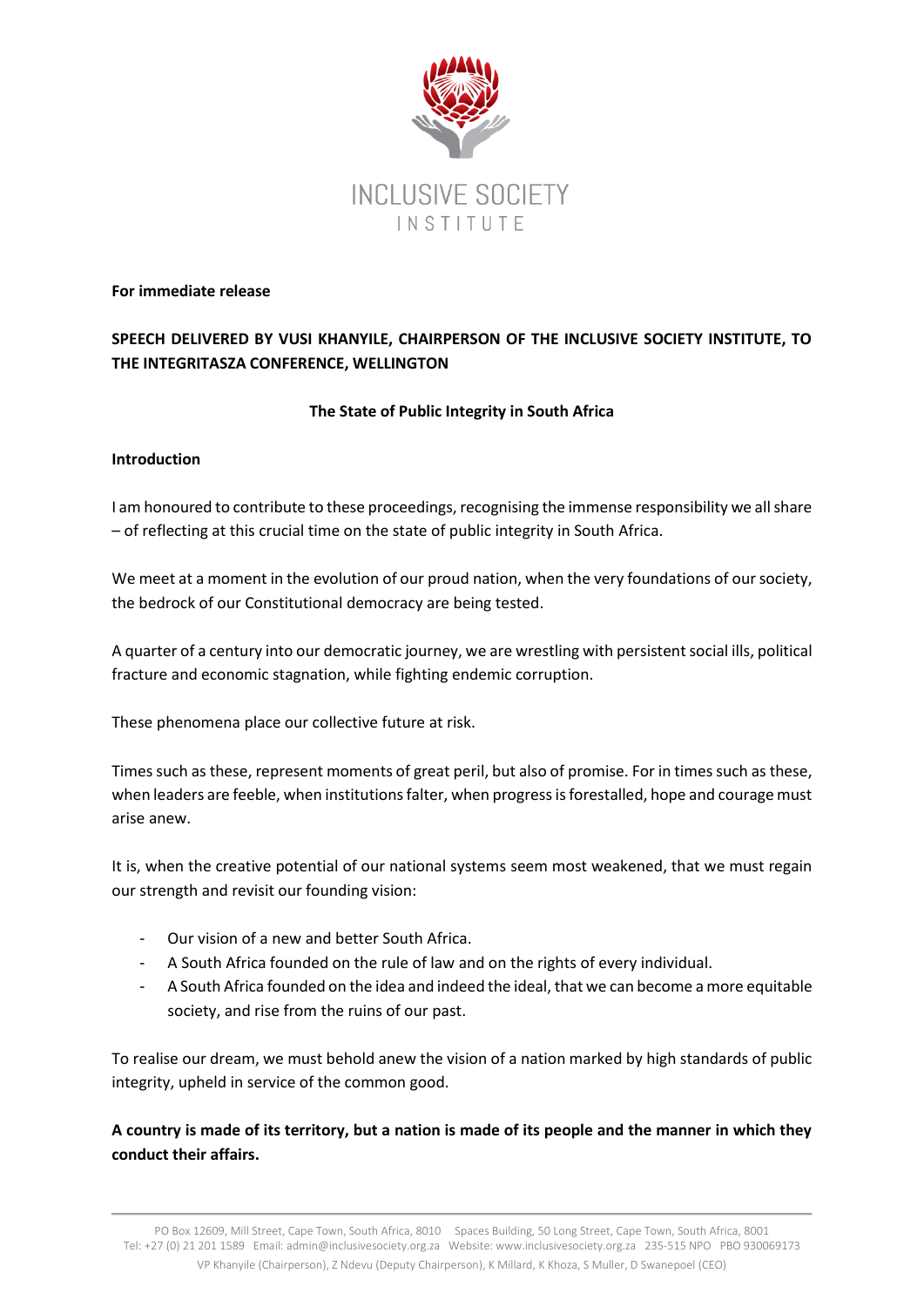INCLUSIVE SOCIETY INSTITUTE

**For immediate release**

**SPEECH DELIVERED BY VUSI KHANYILE, CHAIRPERSON OF THE INCLUSIVE SOCIETY INSTITUTE, TO THE INTEGRITASZA CONFERENCE, WELLINGTON**

**The State of Public Integrity in South Africa**

**Introduction**

I am honoured to contribute to these proceedings, recognising the immense responsibility we all share – of reflecting at this crucial time on the state of public integrity in South Africa.

We meet at a moment in the evolution of our proud nation, when the very foundations of our society, the bedrock of our Constitutional democracy are being tested.

A quarter of a century into our democratic journey, we are wrestling with persistent social ills, political fracture and economic stagnation, while fighting endemic corruption.

These phenomena place our collective future at risk.

Times such as these, represent moments of great peril, but also of promise. For in times such as these, when leaders are feeble, when institutions falter, when progress is forestalled, hope and courage must arise anew.

It is, when the creative potential of our national systems seem most weakened, that we must regain our strength and revisit our founding vision:

- Our vision of a new and better South Africa.
- A South Africa founded on the rule of law and on the rights of every individual.
- A South Africa founded on the idea and indeed the ideal, that we can become a more equitable society, and rise from the ruins of our past.

To realise our dream, we must behold anew the vision of a nation marked by high standards of public integrity, upheld in service of the common good.

**A country is made of its territory, but a nation is made of its people and the manner in which they conduct their affairs.**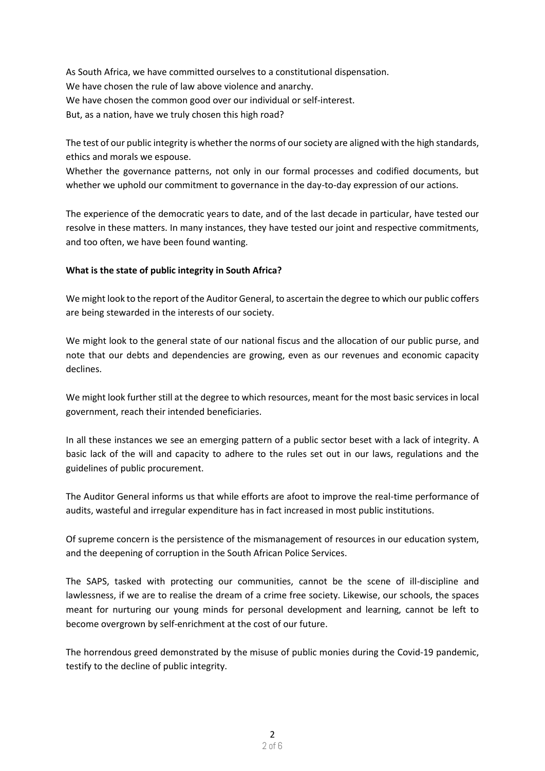As South Africa, we have committed ourselves to a constitutional dispensation.
We have chosen the rule of law above violence and anarchy.
We have chosen the common good over our individual or self-interest.
But, as a nation, have we truly chosen this high road?

The test of our public integrity is whether the norms of our society are aligned with the high standards, ethics and morals we espouse.
Whether the governance patterns, not only in our formal processes and codified documents, but whether we uphold our commitment to governance in the day-to-day expression of our actions.

The experience of the democratic years to date, and of the last decade in particular, have tested our resolve in these matters. In many instances, they have tested our joint and respective commitments, and too often, we have been found wanting.

**What is the state of public integrity in South Africa?**

We might look to the report of the Auditor General, to ascertain the degree to which our public coffers are being stewarded in the interests of our society.

We might look to the general state of our national fiscus and the allocation of our public purse, and note that our debts and dependencies are growing, even as our revenues and economic capacity declines.

We might look further still at the degree to which resources, meant for the most basic services in local government, reach their intended beneficiaries.

In all these instances we see an emerging pattern of a public sector beset with a lack of integrity. A basic lack of the will and capacity to adhere to the rules set out in our laws, regulations and the guidelines of public procurement.

The Auditor General informs us that while efforts are afoot to improve the real-time performance of audits, wasteful and irregular expenditure has in fact increased in most public institutions.

Of supreme concern is the persistence of the mismanagement of resources in our education system, and the deepening of corruption in the South African Police Services.

The SAPS, tasked with protecting our communities, cannot be the scene of ill-discipline and lawlessness, if we are to realise the dream of a crime free society. Likewise, our schools, the spaces meant for nurturing our young minds for personal development and learning, cannot be left to become overgrown by self-enrichment at the cost of our future.

The horrendous greed demonstrated by the misuse of public monies during the Covid-19 pandemic, testify to the decline of public integrity.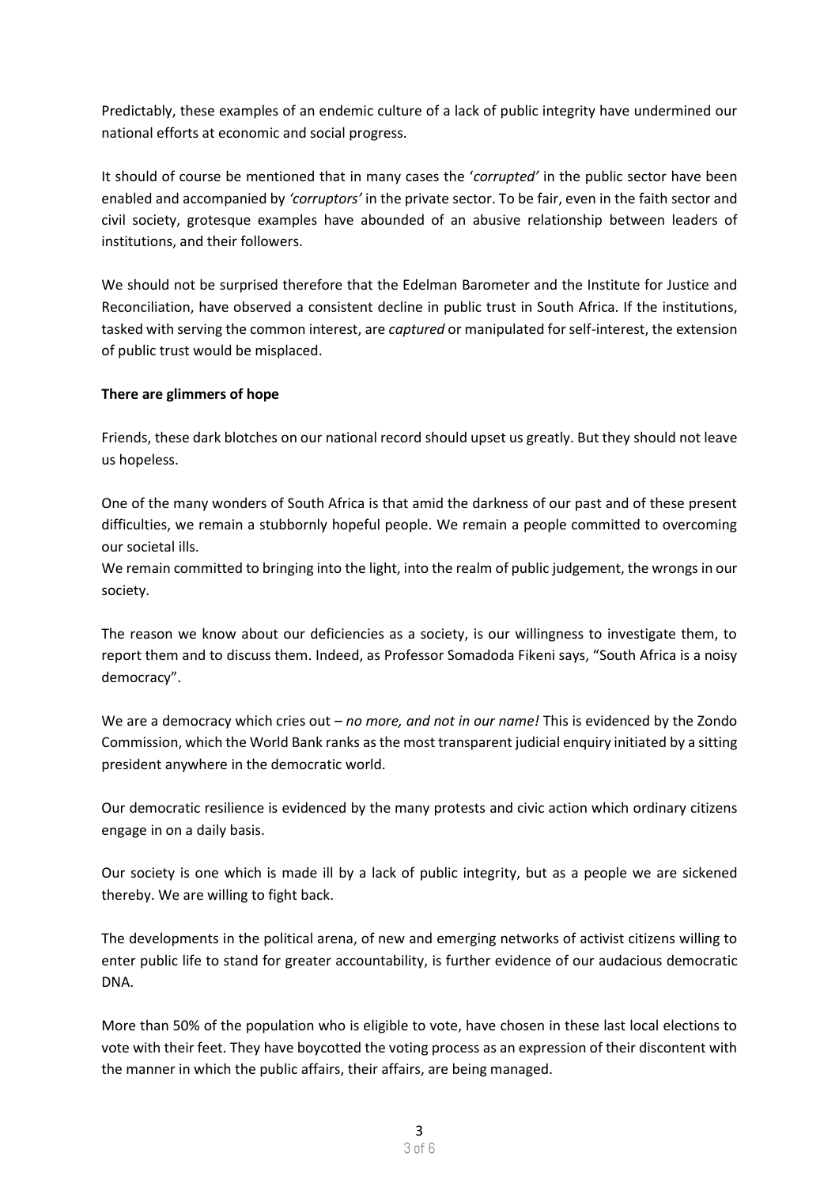Predictably, these examples of an endemic culture of a lack of public integrity have undermined our national efforts at economic and social progress.

It should of course be mentioned that in many cases the '*corrupted'* in the public sector have been enabled and accompanied by *'corruptors'* in the private sector. To be fair, even in the faith sector and civil society, grotesque examples have abounded of an abusive relationship between leaders of institutions, and their followers.

We should not be surprised therefore that the Edelman Barometer and the Institute for Justice and Reconciliation, have observed a consistent decline in public trust in South Africa. If the institutions, tasked with serving the common interest, are *captured* or manipulated for self-interest, the extension of public trust would be misplaced.

**There are glimmers of hope**

Friends, these dark blotches on our national record should upset us greatly. But they should not leave us hopeless.

One of the many wonders of South Africa is that amid the darkness of our past and of these present difficulties, we remain a stubbornly hopeful people. We remain a people committed to overcoming our societal ills.
We remain committed to bringing into the light, into the realm of public judgement, the wrongs in our society.

The reason we know about our deficiencies as a society, is our willingness to investigate them, to report them and to discuss them. Indeed, as Professor Somadoda Fikeni says, "South Africa is a noisy democracy".

We are a democracy which cries out – *no more, and not in our name!* This is evidenced by the Zondo Commission, which the World Bank ranks as the most transparent judicial enquiry initiated by a sitting president anywhere in the democratic world.

Our democratic resilience is evidenced by the many protests and civic action which ordinary citizens engage in on a daily basis.

Our society is one which is made ill by a lack of public integrity, but as a people we are sickened thereby. We are willing to fight back.

The developments in the political arena, of new and emerging networks of activist citizens willing to enter public life to stand for greater accountability, is further evidence of our audacious democratic DNA.

More than 50% of the population who is eligible to vote, have chosen in these last local elections to vote with their feet. They have boycotted the voting process as an expression of their discontent with the manner in which the public affairs, their affairs, are being managed.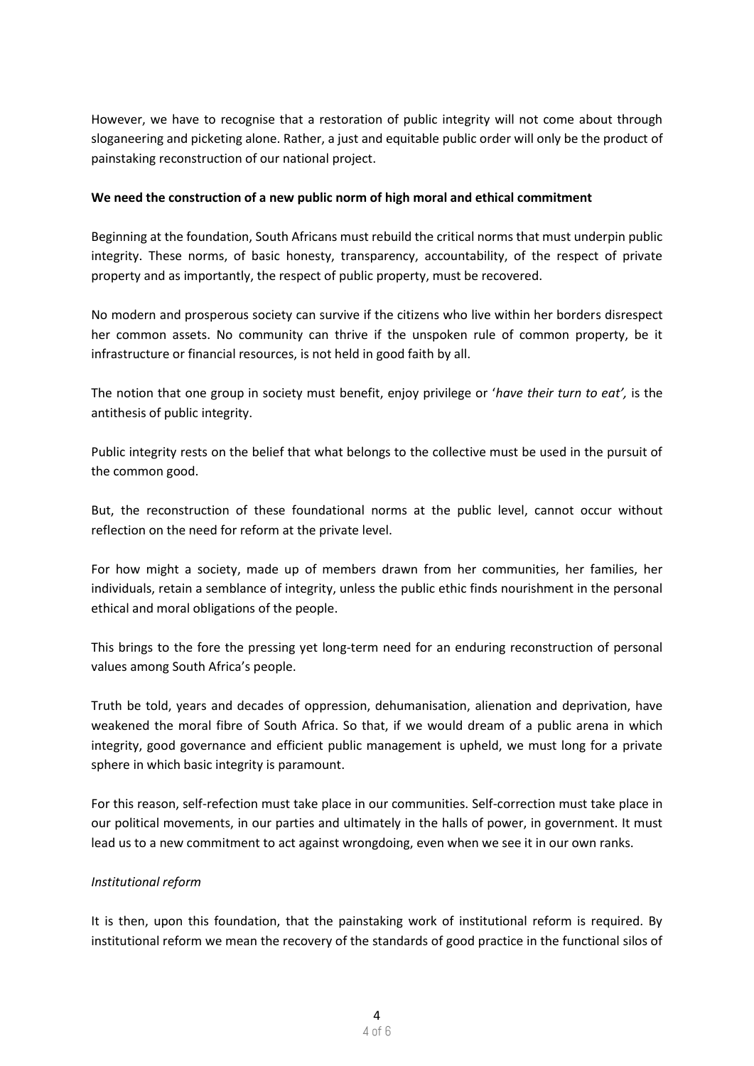However, we have to recognise that a restoration of public integrity will not come about through sloganeering and picketing alone. Rather, a just and equitable public order will only be the product of painstaking reconstruction of our national project.

**We need the construction of a new public norm of high moral and ethical commitment**

Beginning at the foundation, South Africans must rebuild the critical norms that must underpin public integrity. These norms, of basic honesty, transparency, accountability, of the respect of private property and as importantly, the respect of public property, must be recovered.

No modern and prosperous society can survive if the citizens who live within her borders disrespect her common assets. No community can thrive if the unspoken rule of common property, be it infrastructure or financial resources, is not held in good faith by all.

The notion that one group in society must benefit, enjoy privilege or '*have their turn to eat',* is the antithesis of public integrity.

Public integrity rests on the belief that what belongs to the collective must be used in the pursuit of the common good.

But, the reconstruction of these foundational norms at the public level, cannot occur without reflection on the need for reform at the private level.

For how might a society, made up of members drawn from her communities, her families, her individuals, retain a semblance of integrity, unless the public ethic finds nourishment in the personal ethical and moral obligations of the people.

This brings to the fore the pressing yet long-term need for an enduring reconstruction of personal values among South Africa's people.

Truth be told, years and decades of oppression, dehumanisation, alienation and deprivation, have weakened the moral fibre of South Africa. So that, if we would dream of a public arena in which integrity, good governance and efficient public management is upheld, we must long for a private sphere in which basic integrity is paramount.

For this reason, self-refection must take place in our communities. Self-correction must take place in our political movements, in our parties and ultimately in the halls of power, in government. It must lead us to a new commitment to act against wrongdoing, even when we see it in our own ranks.

*Institutional reform*

It is then, upon this foundation, that the painstaking work of institutional reform is required. By institutional reform we mean the recovery of the standards of good practice in the functional silos of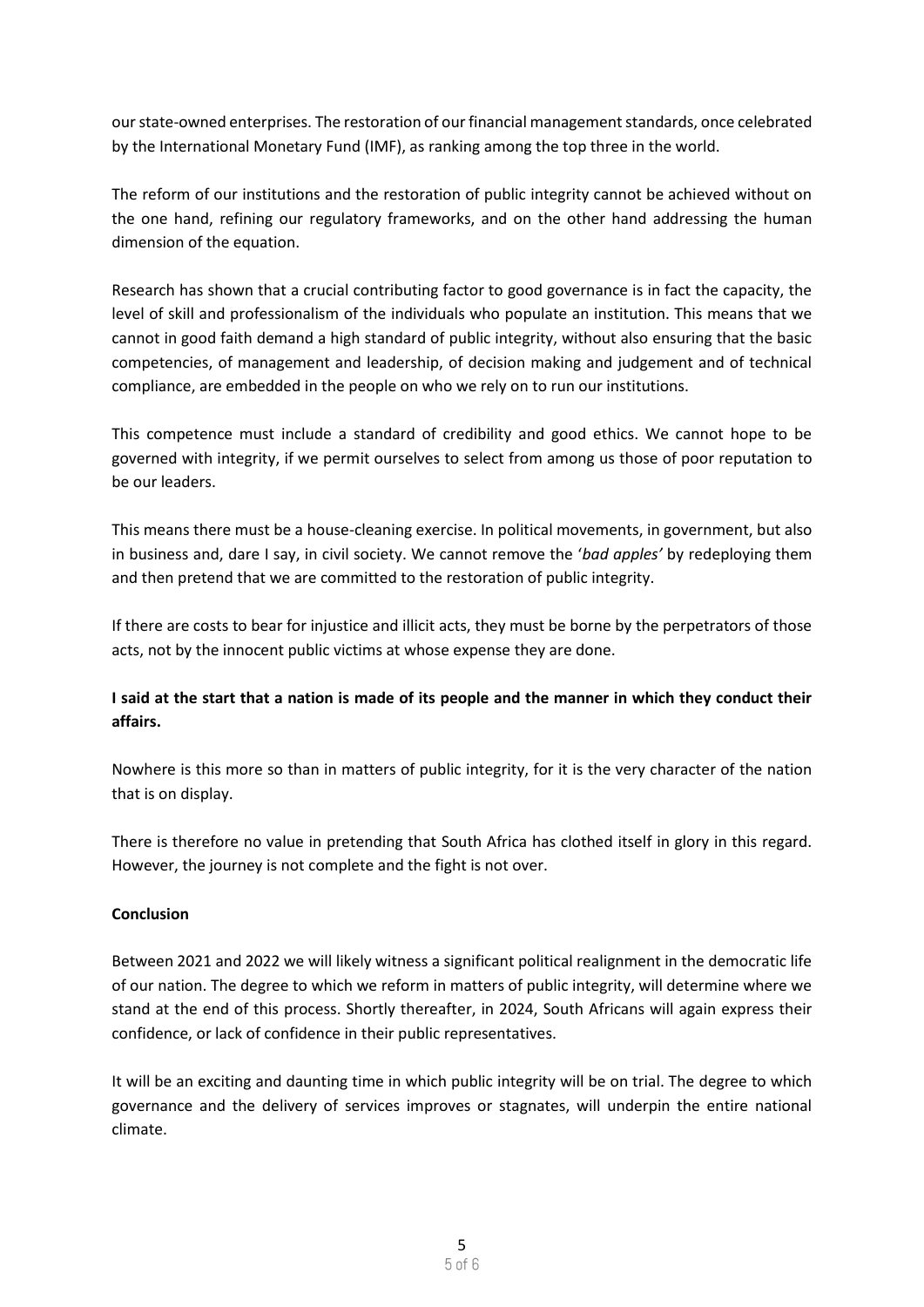our state-owned enterprises. The restoration of our financial management standards, once celebrated by the International Monetary Fund (IMF), as ranking among the top three in the world.

The reform of our institutions and the restoration of public integrity cannot be achieved without on the one hand, refining our regulatory frameworks, and on the other hand addressing the human dimension of the equation.

Research has shown that a crucial contributing factor to good governance is in fact the capacity, the level of skill and professionalism of the individuals who populate an institution. This means that we cannot in good faith demand a high standard of public integrity, without also ensuring that the basic competencies, of management and leadership, of decision making and judgement and of technical compliance, are embedded in the people on who we rely on to run our institutions.

This competence must include a standard of credibility and good ethics. We cannot hope to be governed with integrity, if we permit ourselves to select from among us those of poor reputation to be our leaders.

This means there must be a house-cleaning exercise. In political movements, in government, but also in business and, dare I say, in civil society. We cannot remove the '*bad apples'* by redeploying them and then pretend that we are committed to the restoration of public integrity.

If there are costs to bear for injustice and illicit acts, they must be borne by the perpetrators of those acts, not by the innocent public victims at whose expense they are done.

**I said at the start that a nation is made of its people and the manner in which they conduct their affairs.**

Nowhere is this more so than in matters of public integrity, for it is the very character of the nation that is on display.

There is therefore no value in pretending that South Africa has clothed itself in glory in this regard. However, the journey is not complete and the fight is not over.

**Conclusion**

Between 2021 and 2022 we will likely witness a significant political realignment in the democratic life of our nation. The degree to which we reform in matters of public integrity, will determine where we stand at the end of this process. Shortly thereafter, in 2024, South Africans will again express their confidence, or lack of confidence in their public representatives.

It will be an exciting and daunting time in which public integrity will be on trial. The degree to which governance and the delivery of services improves or stagnates, will underpin the entire national climate.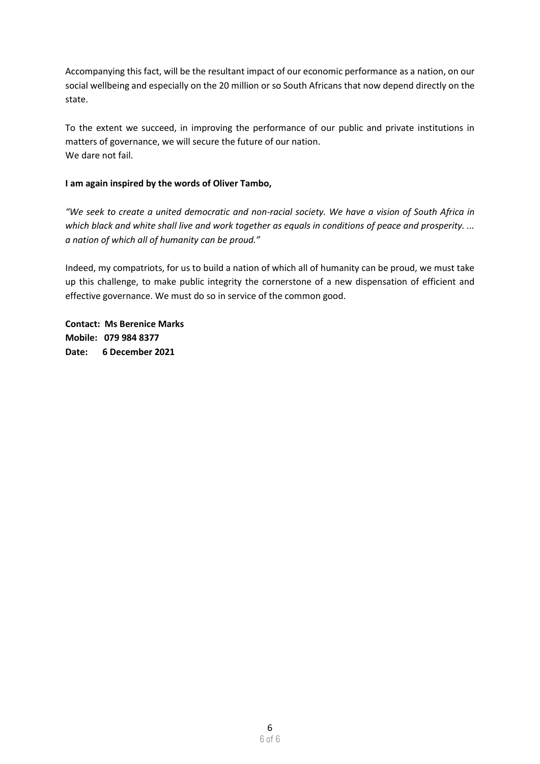Accompanying this fact, will be the resultant impact of our economic performance as a nation, on our social wellbeing and especially on the 20 million or so South Africans that now depend directly on the state.

To the extent we succeed, in improving the performance of our public and private institutions in matters of governance, we will secure the future of our nation.
We dare not fail.

**I am again inspired by the words of Oliver Tambo,**

*"We seek to create a united democratic and non-racial society. We have a vision of South Africa in which black and white shall live and work together as equals in conditions of peace and prosperity. ... a nation of which all of humanity can be proud."*

Indeed, my compatriots, for us to build a nation of which all of humanity can be proud, we must take up this challenge, to make public integrity the cornerstone of a new dispensation of efficient and effective governance. We must do so in service of the common good.

**Contact: Ms Berenice Marks**
**Mobile: 079 984 8377**
**Date: 6 December 2021**